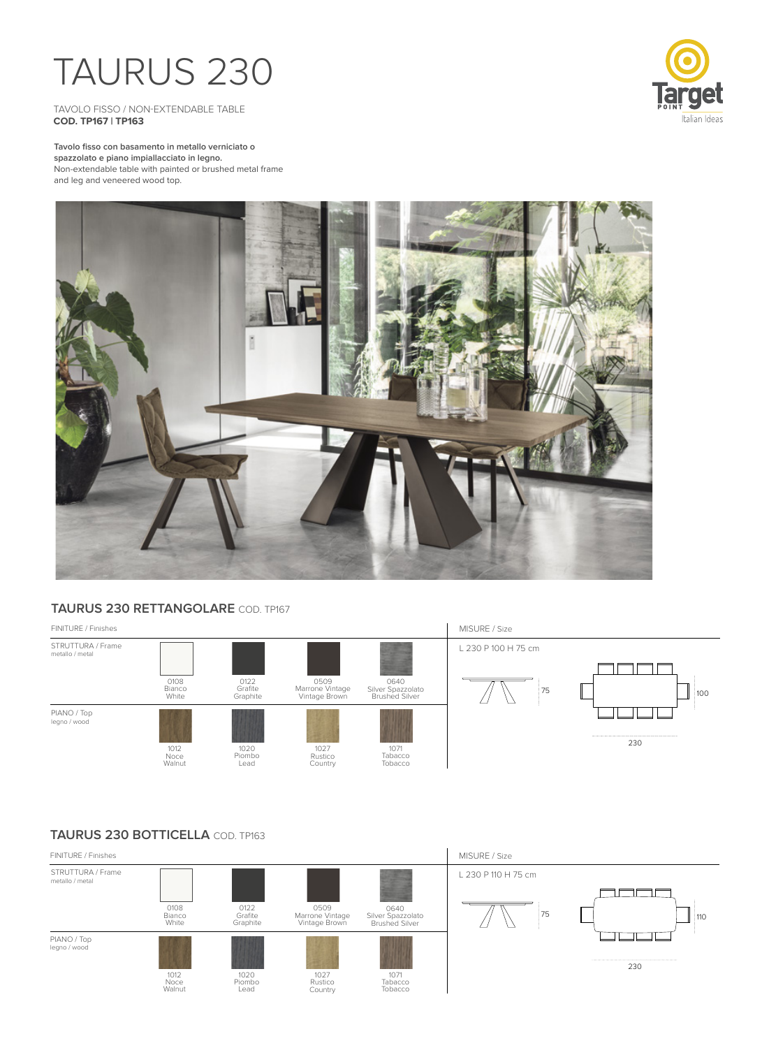# TAURUS 230

TAVOLO FISSO / NON-EXTENDABLE TABLE
**COD. TP167 | TP163**

**Tavolo fisso con basamento in metallo verniciato o spazzolato e piano impiallacciato in legno.**
Non-extendable table with painted or brushed metal frame and leg and veneered wood top.

Target POINT Italian Ideas

## TAURUS 230 RETTANGOLARE COD. TP167

FINITURE / Finishes

| | | | | |
|---|---|---|---|---|
| STRUTTURA / Frame metallo / metal | 0108 Bianco White | 0122 Grafite Graphite | 0509 Marrone Vintage Vintage Brown | 0640 Silver Spazzolato Brushed Silver |
| PIANO / Top legno / wood | 1012 Noce Walnut | 1020 Piombo Lead | 1027 Rustico Country | 1071 Tabacco Tobacco |

MISURE / Size

L 230 P 100 H 75 cm

75

100

230

## TAURUS 230 BOTTICELLA COD. TP163

FINITURE / Finishes

| | | | | |
|---|---|---|---|---|
| STRUTTURA / Frame metallo / metal | 0108 Bianco White | 0122 Grafite Graphite | 0509 Marrone Vintage Vintage Brown | 0640 Silver Spazzolato Brushed Silver |
| PIANO / Top legno / wood | 1012 Noce Walnut | 1020 Piombo Lead | 1027 Rustico Country | 1071 Tabacco Tobacco |

MISURE / Size

L 230 P 110 H 75 cm

75

110

230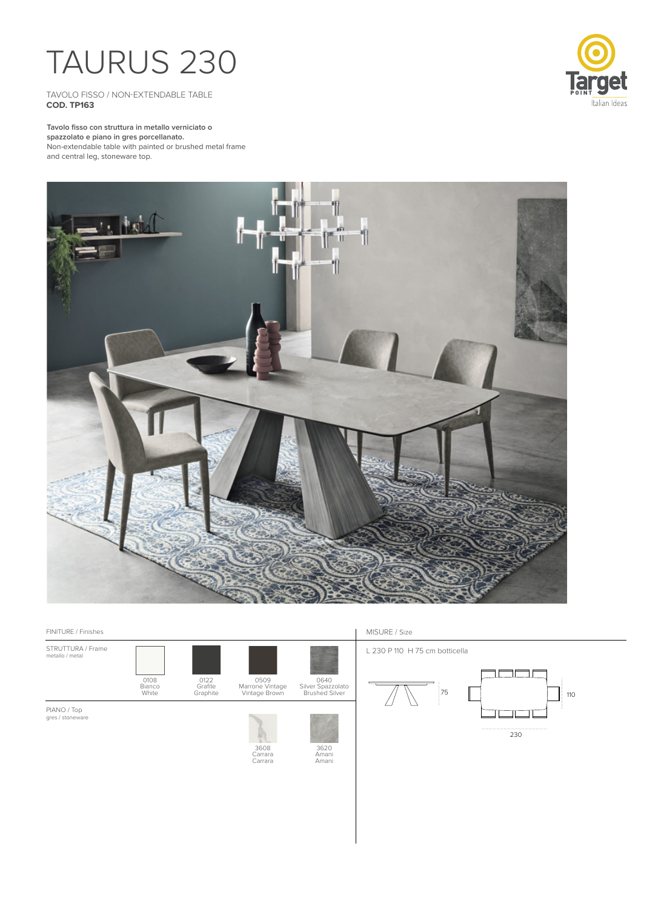# TAURUS 230

TAVOLO FISSO / NON-EXTENDABLE TABLE
**COD. TP163**

**Tavolo fisso con struttura in metallo verniciato o spazzolato e piano in gres porcellanato.**
Non-extendable table with painted or brushed metal frame and central leg, stoneware top.

## FINITURE / Finishes

**STRUTTURA / Frame**
metallo / metal

| | | | |
|---|---|---|---|
| 0108 Bianco White | 0122 Grafite Graphite | 0509 Marrone Vintage Vintage Brown | 0640 Silver Spazzolato Brushed Silver |

**PIANO / Top**
gres / stoneware

| | |
|---|---|
| 3608 Carrara Carrara | 3620 Amani Amani |

## MISURE / Size

L 230 P 110 H 75 cm botticella

75

110

230